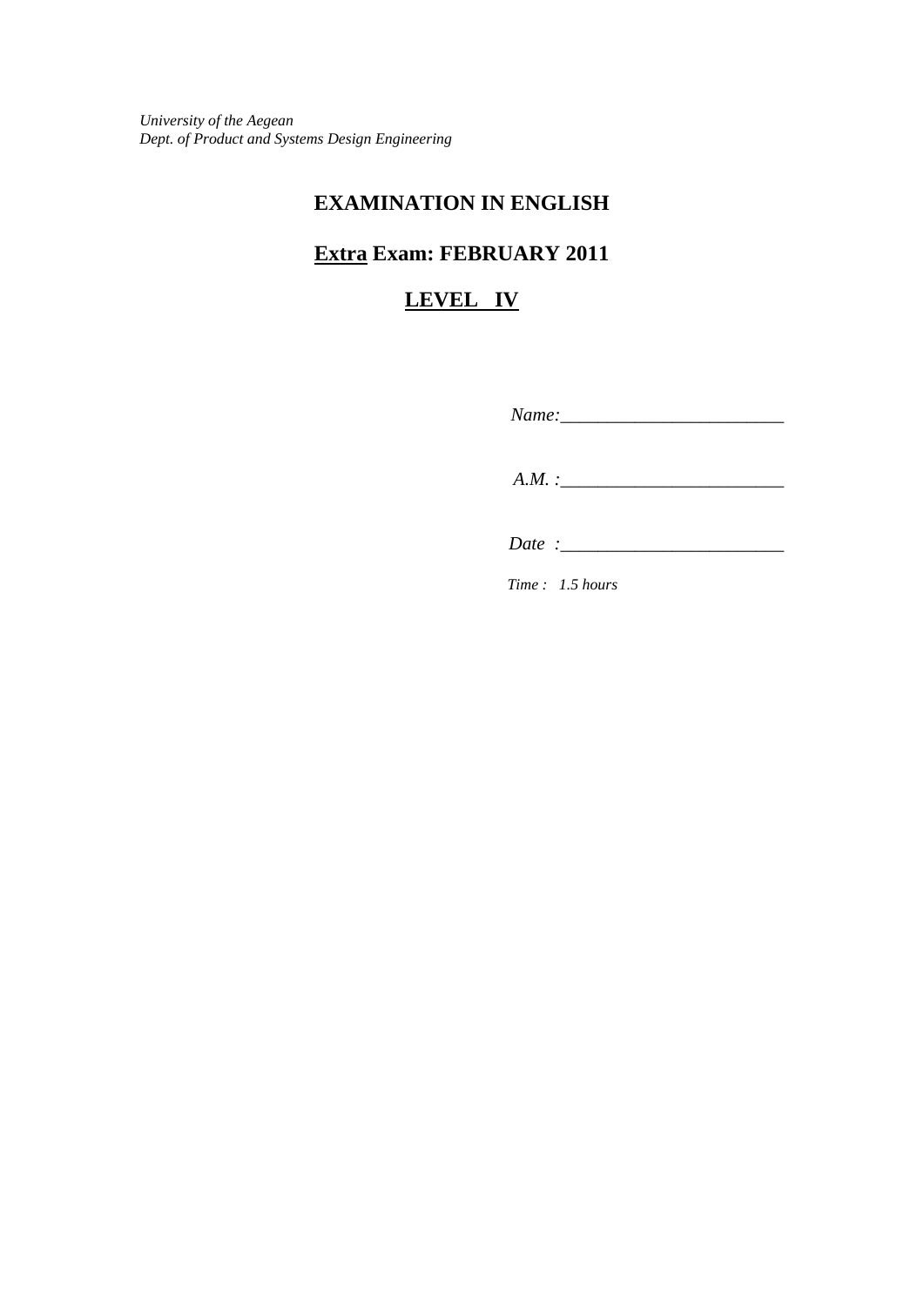*University of the Aegean*
*Dept. of Product and Systems Design Engineering*

# EXAMINATION IN ENGLISH

## <u>Extra</u> Exam: FEBRUARY 2011

## <u>LEVEL IV</u>

*Name:*________________________

*A.M. :*________________________

*Date :*________________________

*Time : 1.5 hours*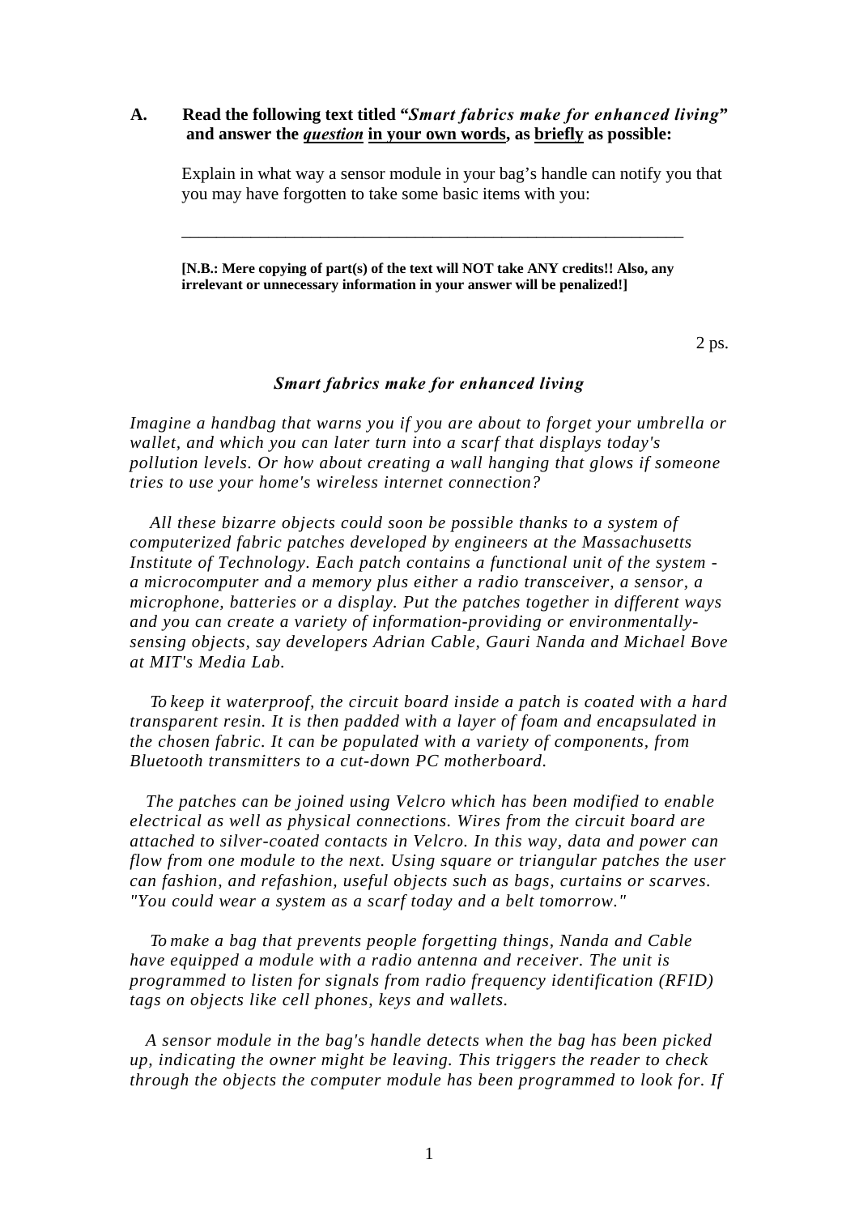**A. Read the following text titled "*Smart fabrics make for enhanced living*" and answer the *<u>question</u>* <u>in your own words</u>, as <u>briefly</u> as possible:**

Explain in what way a sensor module in your bag's handle can notify you that you may have forgotten to take some basic items with you:

___________________________________________________________

**[N.B.: Mere copying of part(s) of the text will NOT take ANY credits!! Also, any irrelevant or unnecessary information in your answer will be penalized!]**

2 ps.

### *Smart fabrics make for enhanced living*

*Imagine a handbag that warns you if you are about to forget your umbrella or wallet, and which you can later turn into a scarf that displays today's pollution levels. Or how about creating a wall hanging that glows if someone tries to use your home's wireless internet connection?*

*All these bizarre objects could soon be possible thanks to a system of computerized fabric patches developed by engineers at the Massachusetts Institute of Technology. Each patch contains a functional unit of the system - a microcomputer and a memory plus either a radio transceiver, a sensor, a microphone, batteries or a display. Put the patches together in different ways and you can create a variety of information-providing or environmentally-sensing objects, say developers Adrian Cable, Gauri Nanda and Michael Bove at MIT's Media Lab.*

*To keep it waterproof, the circuit board inside a patch is coated with a hard transparent resin. It is then padded with a layer of foam and encapsulated in the chosen fabric. It can be populated with a variety of components, from Bluetooth transmitters to a cut-down PC motherboard.*

*The patches can be joined using Velcro which has been modified to enable electrical as well as physical connections. Wires from the circuit board are attached to silver-coated contacts in Velcro. In this way, data and power can flow from one module to the next. Using square or triangular patches the user can fashion, and refashion, useful objects such as bags, curtains or scarves. "You could wear a system as a scarf today and a belt tomorrow."*

*To make a bag that prevents people forgetting things, Nanda and Cable have equipped a module with a radio antenna and receiver. The unit is programmed to listen for signals from radio frequency identification (RFID) tags on objects like cell phones, keys and wallets.*

*A sensor module in the bag's handle detects when the bag has been picked up, indicating the owner might be leaving. This triggers the reader to check through the objects the computer module has been programmed to look for. If*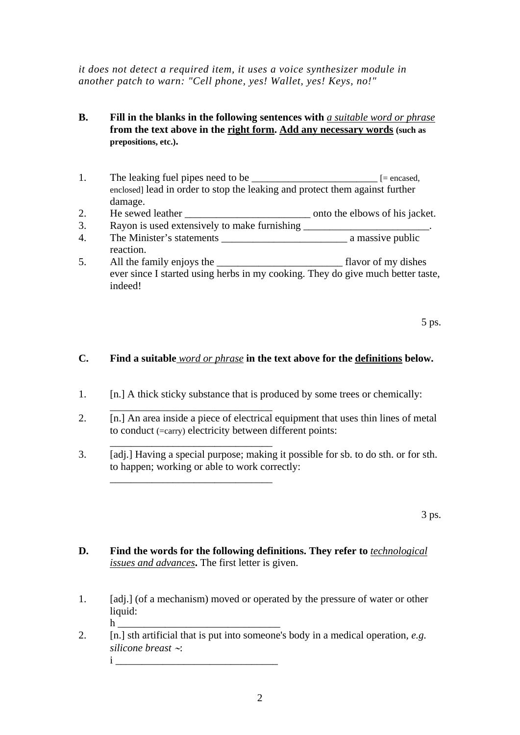*it does not detect a required item, it uses a voice synthesizer module in another patch to warn: "Cell phone, yes! Wallet, yes! Keys, no!"*

**B. Fill in the blanks in the following sentences with *a suitable word or phrase* from the text above in the right form. Add any necessary words (such as prepositions, etc.).**

1. The leaking fuel pipes need to be ________________________ [= encased, enclosed] lead in order to stop the leaking and protect them against further damage.
2. He sewed leather ________________________ onto the elbows of his jacket.
3. Rayon is used extensively to make furnishing ________________________.
4. The Minister's statements ________________________ a massive public reaction.
5. All the family enjoys the ________________________ flavor of my dishes ever since I started using herbs in my cooking. They do give much better taste, indeed!

5 ps.

**C. Find a suitable *word or phrase* in the text above for the definitions below.**

1. [n.] A thick sticky substance that is produced by some trees or chemically: ______________________________
2. [n.] An area inside a piece of electrical equipment that uses thin lines of metal to conduct (=carry) electricity between different points: ______________________________
3. [adj.] Having a special purpose; making it possible for sb. to do sth. or for sth. to happen; working or able to work correctly: ______________________________

3 ps.

**D. Find the words for the following definitions. They refer to *technological issues and advances*.** The first letter is given.

1. [adj.] (of a mechanism) moved or operated by the pressure of water or other liquid:
   h ______________________________
2. [n.] sth artificial that is put into someone's body in a medical operation, *e.g. silicone breast ~*:
   i ______________________________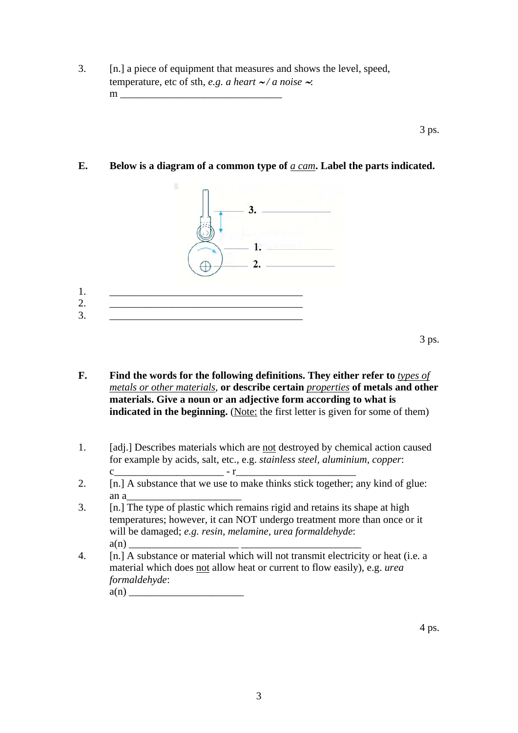3. [n.] a piece of equipment that measures and shows the level, speed, temperature, etc of sth, *e.g. a heart ~ / a noise ~*:
m ________________________________

3 ps.

**E. Below is a diagram of a common type of <u>*a cam*</u>. Label the parts indicated.**

3. ______________
1. ______________
2. ______________

1. ______________________________________
2. ______________________________________
3. ______________________________________

3 ps.

**F. Find the words for the following definitions. They either refer to <u>*types of metals or other materials*</u>, or describe certain <u>*properties*</u> of metals and other materials. Give a noun or an adjective form according to what is indicated in the beginning.** (<u>Note:</u> the first letter is given for some of them)

1. [adj.] Describes materials which are <u>not</u> destroyed by chemical action caused for example by acids, salt, etc., e.g. *stainless steel, aluminium, copper*:
c_____________________ - r_______________________
2. [n.] A substance that we use to make thinks stick together; any kind of glue:
an a______________________
3. [n.] The type of plastic which remains rigid and retains its shape at high temperatures; however, it can NOT undergo treatment more than once or it will be damaged; *e.g. resin, melamine, urea formaldehyde*:
a(n) _____________________ _______________________
4. [n.] A substance or material which will not transmit electricity or heat (i.e. a material which does <u>not</u> allow heat or current to flow easily), e.g. *urea formaldehyde*:
a(n) ______________________

4 ps.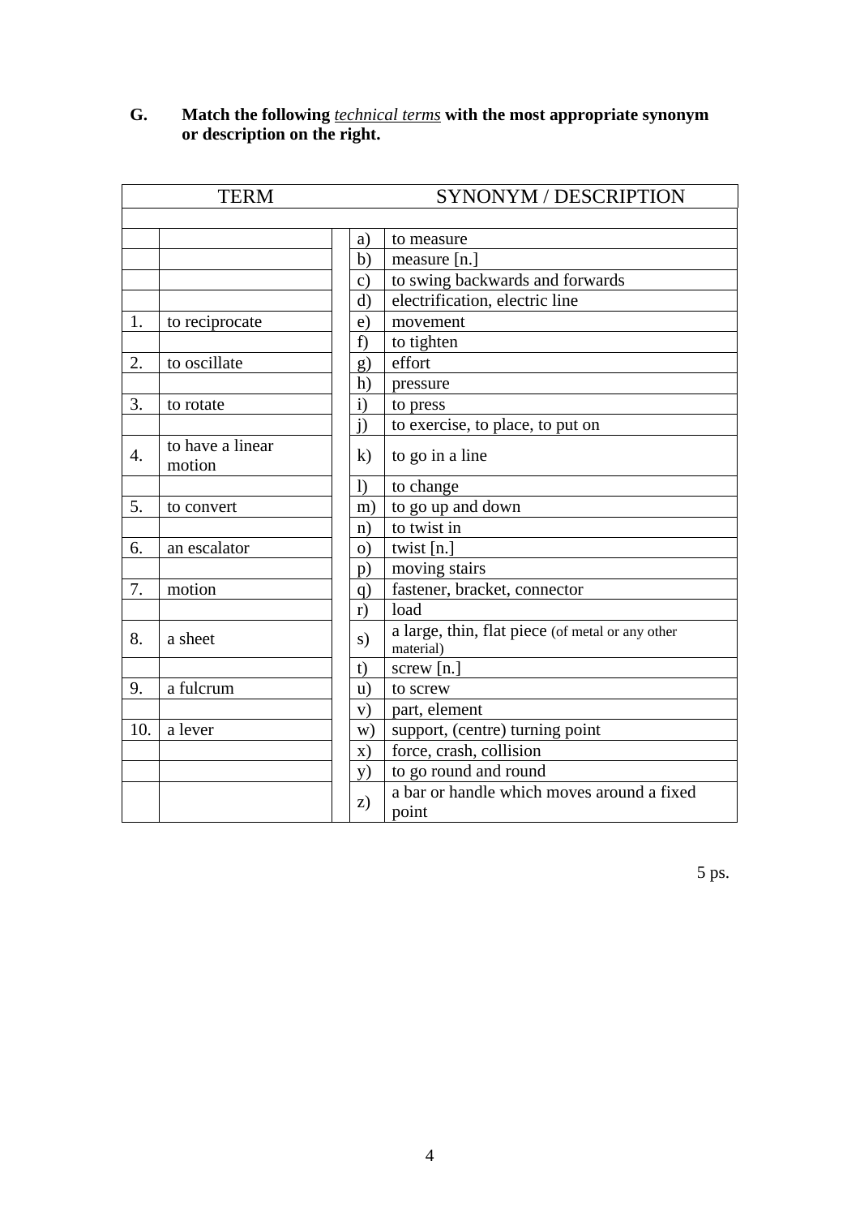**G. Match the following *technical terms* with the most appropriate synonym or description on the right.**

| TERM | | | SYNONYM / DESCRIPTION | |
|---|---|---|---|---|
| | | | | |
| | | | a) | to measure |
| | | | b) | measure [n.] |
| | | | c) | to swing backwards and forwards |
| | | | d) | electrification, electric line |
| 1. | to reciprocate | | e) | movement |
| | | | f) | to tighten |
| 2. | to oscillate | | g) | effort |
| | | | h) | pressure |
| 3. | to rotate | | i) | to press |
| | | | j) | to exercise, to place, to put on |
| 4. | to have a linear motion | | k) | to go in a line |
| | | | l) | to change |
| 5. | to convert | | m) | to go up and down |
| | | | n) | to twist in |
| 6. | an escalator | | o) | twist [n.] |
| | | | p) | moving stairs |
| 7. | motion | | q) | fastener, bracket, connector |
| | | | r) | load |
| 8. | a sheet | | s) | a large, thin, flat piece (of metal or any other material) |
| | | | t) | screw [n.] |
| 9. | a fulcrum | | u) | to screw |
| | | | v) | part, element |
| 10. | a lever | | w) | support, (centre) turning point |
| | | | x) | force, crash, collision |
| | | | y) | to go round and round |
| | | | z) | a bar or handle which moves around a fixed point |

5 ps.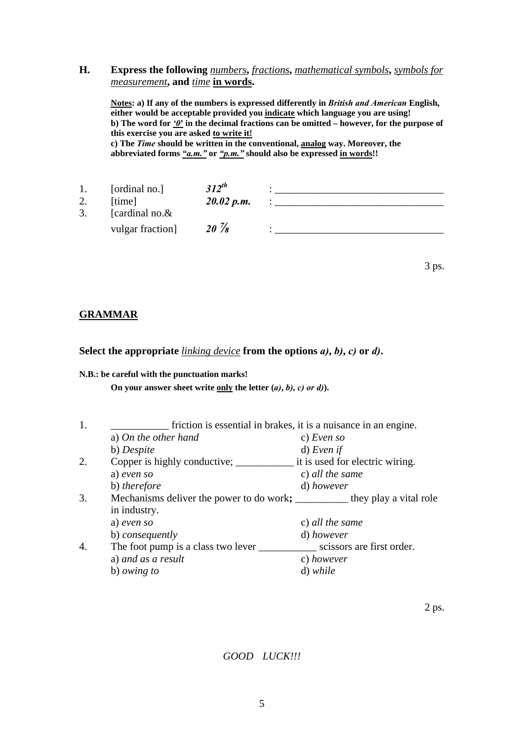## H. Express the following *numbers*, *fractions*, *mathematical symbols*, *symbols for measurement*, and *time* **in words**.

**Notes: a) If any of the numbers is expressed differently in *British and American* English, either would be acceptable provided you indicate which language you are using!**
**b) The word for *'0'* in the decimal fractions can be omitted – however, for the purpose of this exercise you are asked to write it!**
**c) The *Time* should be written in the conventional, analog way. Moreover, the abbreviated forms *"a.m."* or *"p.m."* should also be expressed in words!!**

| | | | |
|---|---|---|---|
| 1. | [ordinal no.] | ***312th*** | : ________________________________ |
| 2. | [time] | ***20.02 p.m.*** | : ________________________________ |
| 3. | [cardinal no.& vulgar fraction] | ***20 ⅞*** | : ________________________________ |

3 ps.

## GRAMMAR

### Select the appropriate *linking device* from the options *a), b), c)* or *d)*.

**N.B.: be careful with the punctuation marks!**

**On your answer sheet write only the letter (*a), b), c) or d)*).**

1. ___________ friction is essential in brakes, it is a nuisance in an engine.
   a) *On the other hand* c) *Even so*
   b) *Despite* d) *Even if*
2. Copper is highly conductive; ___________ it is used for electric wiring.
   a) *even so* c) *all the same*
   b) *therefore* d) *however*
3. Mechanisms deliver the power to do work**;** __________ they play a vital role in industry.
   a) *even so* c) *all the same*
   b) *consequently* d) *however*
4. The foot pump is a class two lever ___________ scissors are first order.
   a) *and as a result* c) *however*
   b) *owing to* d) *while*

2 ps.

*GOOD LUCK!!!*